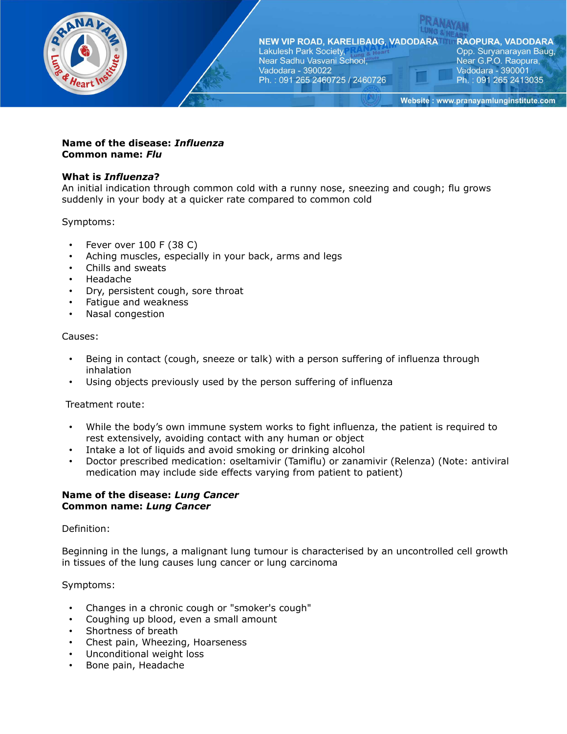**Name of the disease: *Influenza***
**Common name: *Flu***

**What is *Influenza*?**
An initial indication through common cold with a runny nose, sneezing and cough; flu grows suddenly in your body at a quicker rate compared to common cold

Symptoms:

- Fever over 100 F (38 C)
- Aching muscles, especially in your back, arms and legs
- Chills and sweats
- Headache
- Dry, persistent cough, sore throat
- Fatigue and weakness
- Nasal congestion

Causes:

- Being in contact (cough, sneeze or talk) with a person suffering of influenza through inhalation
- Using objects previously used by the person suffering of influenza

Treatment route:

- While the body's own immune system works to fight influenza, the patient is required to rest extensively, avoiding contact with any human or object
- Intake a lot of liquids and avoid smoking or drinking alcohol
- Doctor prescribed medication: oseltamivir (Tamiflu) or zanamivir (Relenza) (Note: antiviral medication may include side effects varying from patient to patient)

**Name of the disease: *Lung Cancer***
**Common name: *Lung Cancer***

Definition:

Beginning in the lungs, a malignant lung tumour is characterised by an uncontrolled cell growth in tissues of the lung causes lung cancer or lung carcinoma

Symptoms:

- Changes in a chronic cough or "smoker's cough"
- Coughing up blood, even a small amount
- Shortness of breath
- Chest pain, Wheezing, Hoarseness
- Unconditional weight loss
- Bone pain, Headache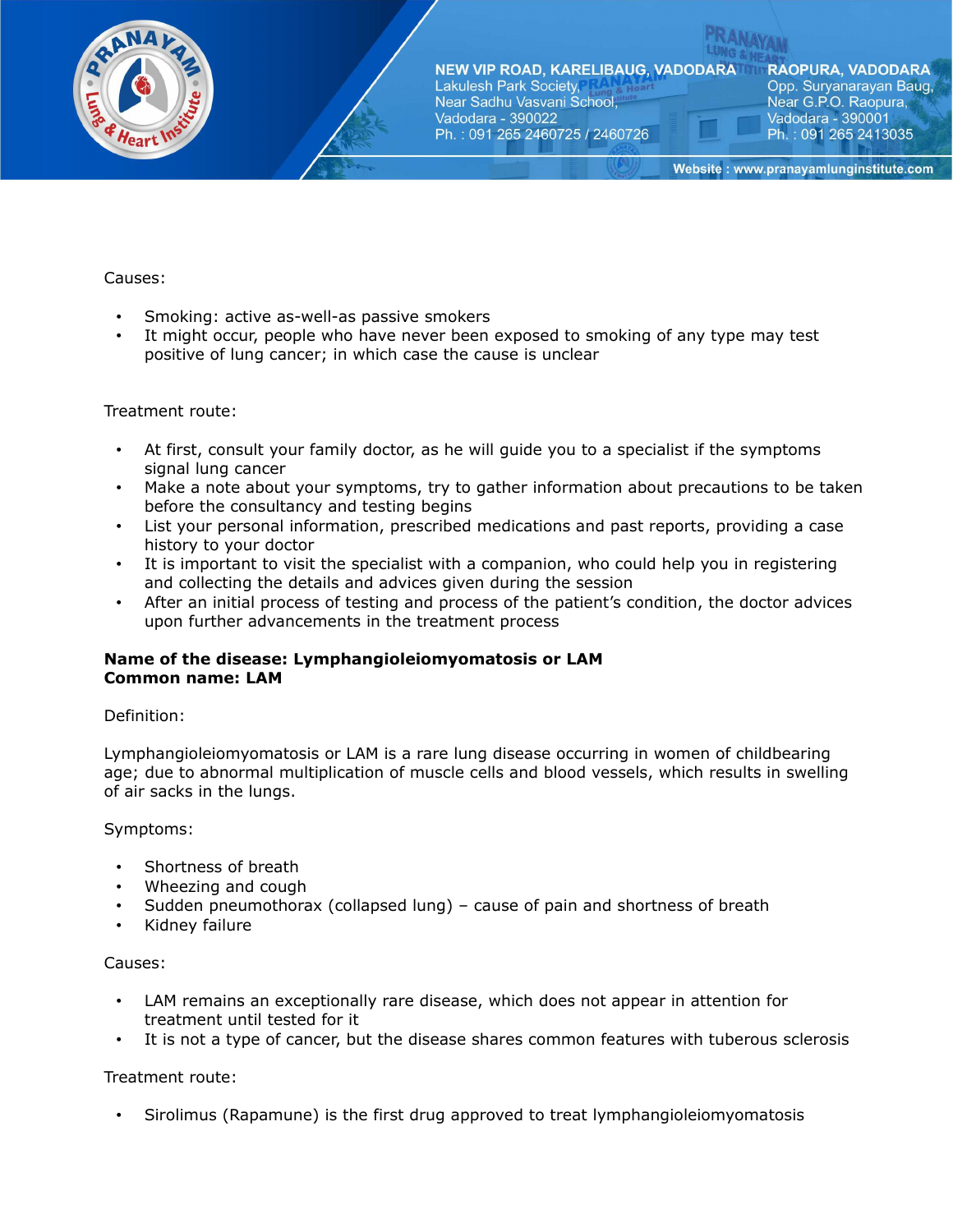Causes:

- Smoking: active as-well-as passive smokers
- It might occur, people who have never been exposed to smoking of any type may test positive of lung cancer; in which case the cause is unclear

Treatment route:

- At first, consult your family doctor, as he will guide you to a specialist if the symptoms signal lung cancer
- Make a note about your symptoms, try to gather information about precautions to be taken before the consultancy and testing begins
- List your personal information, prescribed medications and past reports, providing a case history to your doctor
- It is important to visit the specialist with a companion, who could help you in registering and collecting the details and advices given during the session
- After an initial process of testing and process of the patient's condition, the doctor advices upon further advancements in the treatment process

**Name of the disease: Lymphangioleiomyomatosis or LAM**
**Common name: LAM**

Definition:

Lymphangioleiomyomatosis or LAM is a rare lung disease occurring in women of childbearing age; due to abnormal multiplication of muscle cells and blood vessels, which results in swelling of air sacks in the lungs.

Symptoms:

- Shortness of breath
- Wheezing and cough
- Sudden pneumothorax (collapsed lung) – cause of pain and shortness of breath
- Kidney failure

Causes:

- LAM remains an exceptionally rare disease, which does not appear in attention for treatment until tested for it
- It is not a type of cancer, but the disease shares common features with tuberous sclerosis

Treatment route:

- Sirolimus (Rapamune) is the first drug approved to treat lymphangioleiomyomatosis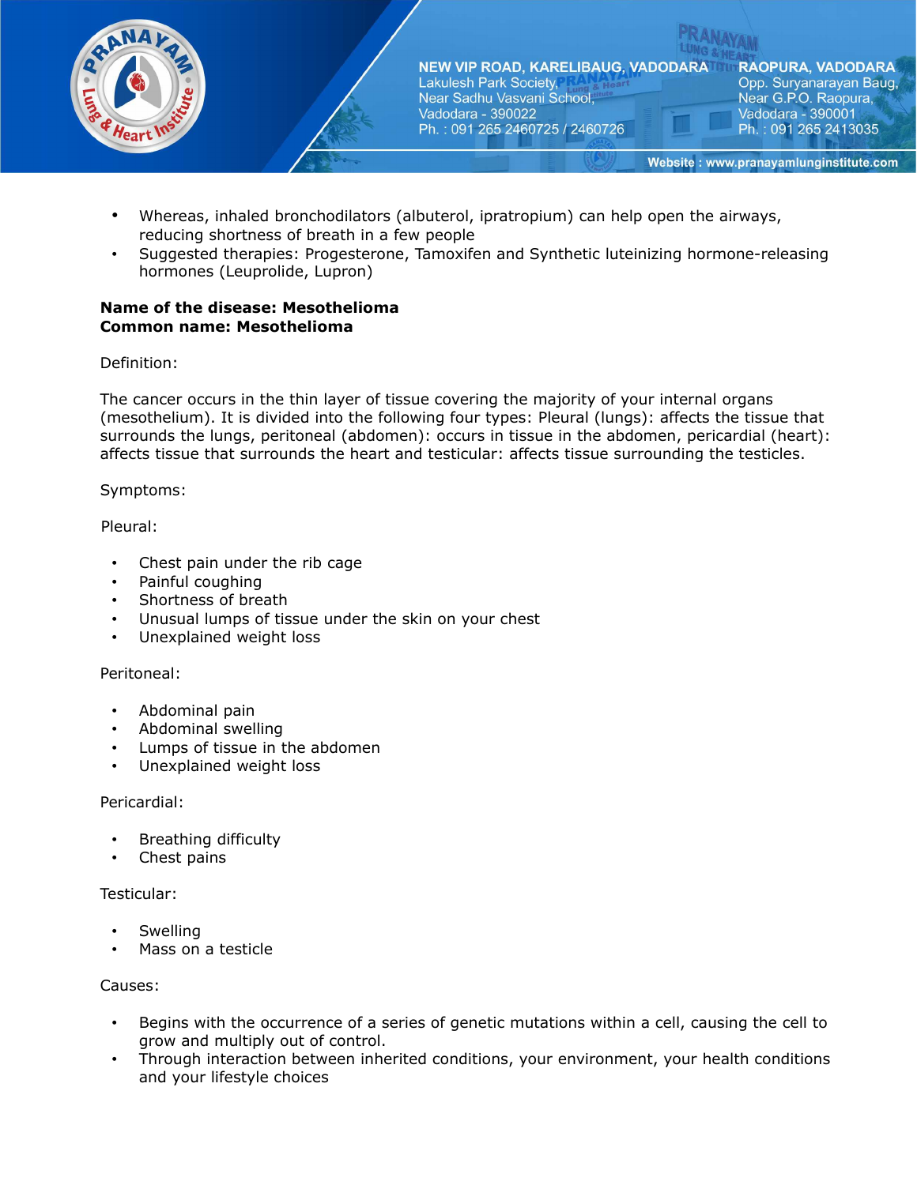- Whereas, inhaled bronchodilators (albuterol, ipratropium) can help open the airways, reducing shortness of breath in a few people
- Suggested therapies: Progesterone, Tamoxifen and Synthetic luteinizing hormone-releasing hormones (Leuprolide, Lupron)

**Name of the disease: Mesothelioma**
**Common name: Mesothelioma**

Definition:

The cancer occurs in the thin layer of tissue covering the majority of your internal organs (mesothelium). It is divided into the following four types: Pleural (lungs): affects the tissue that surrounds the lungs, peritoneal (abdomen): occurs in tissue in the abdomen, pericardial (heart): affects tissue that surrounds the heart and testicular: affects tissue surrounding the testicles.

Symptoms:

Pleural:

- Chest pain under the rib cage
- Painful coughing
- Shortness of breath
- Unusual lumps of tissue under the skin on your chest
- Unexplained weight loss

Peritoneal:

- Abdominal pain
- Abdominal swelling
- Lumps of tissue in the abdomen
- Unexplained weight loss

Pericardial:

- Breathing difficulty
- Chest pains

Testicular:

- Swelling
- Mass on a testicle

Causes:

- Begins with the occurrence of a series of genetic mutations within a cell, causing the cell to grow and multiply out of control.
- Through interaction between inherited conditions, your environment, your health conditions and your lifestyle choices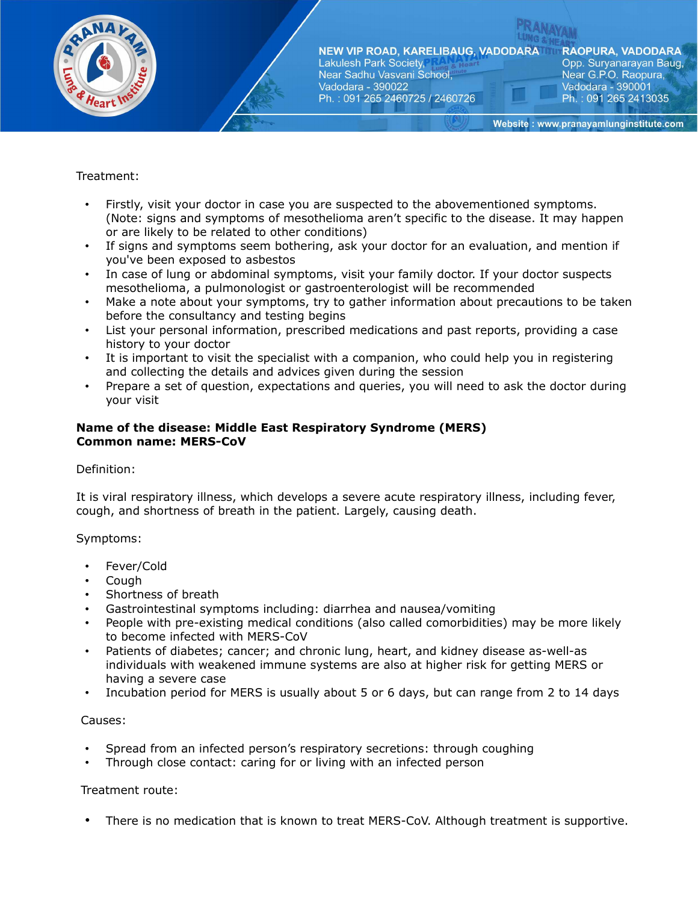Treatment:

- Firstly, visit your doctor in case you are suspected to the abovementioned symptoms. (Note: signs and symptoms of mesothelioma aren't specific to the disease. It may happen or are likely to be related to other conditions)
- If signs and symptoms seem bothering, ask your doctor for an evaluation, and mention if you've been exposed to asbestos
- In case of lung or abdominal symptoms, visit your family doctor. If your doctor suspects mesothelioma, a pulmonologist or gastroenterologist will be recommended
- Make a note about your symptoms, try to gather information about precautions to be taken before the consultancy and testing begins
- List your personal information, prescribed medications and past reports, providing a case history to your doctor
- It is important to visit the specialist with a companion, who could help you in registering and collecting the details and advices given during the session
- Prepare a set of question, expectations and queries, you will need to ask the doctor during your visit

**Name of the disease: Middle East Respiratory Syndrome (MERS)**
**Common name: MERS-CoV**

Definition:

It is viral respiratory illness, which develops a severe acute respiratory illness, including fever, cough, and shortness of breath in the patient. Largely, causing death.

Symptoms:

- Fever/Cold
- Cough
- Shortness of breath
- Gastrointestinal symptoms including: diarrhea and nausea/vomiting
- People with pre-existing medical conditions (also called comorbidities) may be more likely to become infected with MERS-CoV
- Patients of diabetes; cancer; and chronic lung, heart, and kidney disease as-well-as individuals with weakened immune systems are also at higher risk for getting MERS or having a severe case
- Incubation period for MERS is usually about 5 or 6 days, but can range from 2 to 14 days

Causes:

- Spread from an infected person's respiratory secretions: through coughing
- Through close contact: caring for or living with an infected person

Treatment route:

- There is no medication that is known to treat MERS-CoV. Although treatment is supportive.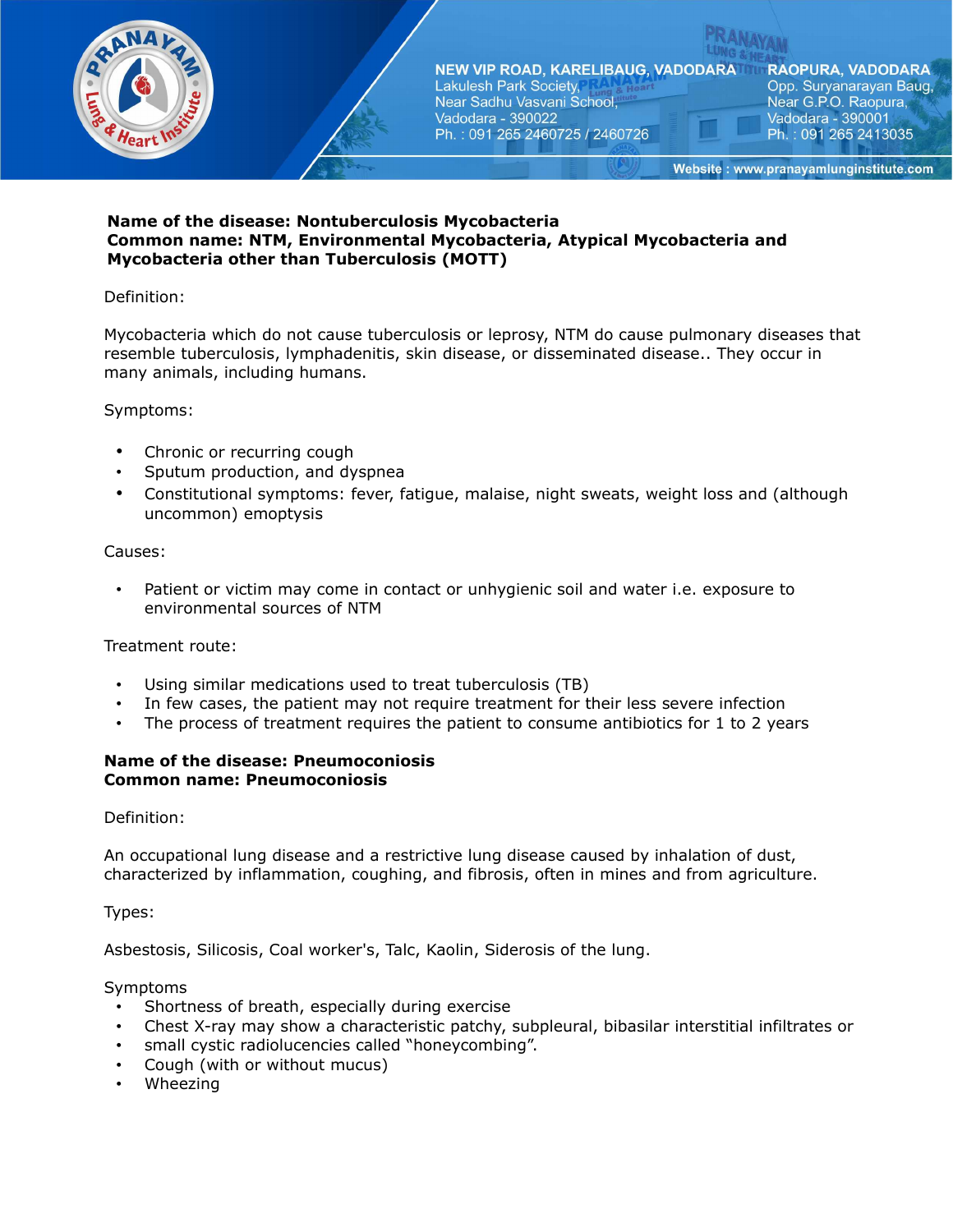**Name of the disease: Nontuberculosis Mycobacteria**
**Common name: NTM, Environmental Mycobacteria, Atypical Mycobacteria and Mycobacteria other than Tuberculosis (MOTT)**

Definition:

Mycobacteria which do not cause tuberculosis or leprosy, NTM do cause pulmonary diseases that resemble tuberculosis, lymphadenitis, skin disease, or disseminated disease.. They occur in many animals, including humans.

Symptoms:

- Chronic or recurring cough
- Sputum production, and dyspnea
- Constitutional symptoms: fever, fatigue, malaise, night sweats, weight loss and (although uncommon) emoptysis

Causes:

- Patient or victim may come in contact or unhygienic soil and water i.e. exposure to environmental sources of NTM

Treatment route:

- Using similar medications used to treat tuberculosis (TB)
- In few cases, the patient may not require treatment for their less severe infection
- The process of treatment requires the patient to consume antibiotics for 1 to 2 years

**Name of the disease: Pneumoconiosis**
**Common name: Pneumoconiosis**

Definition:

An occupational lung disease and a restrictive lung disease caused by inhalation of dust, characterized by inflammation, coughing, and fibrosis, often in mines and from agriculture.

Types:

Asbestosis, Silicosis, Coal worker's, Talc, Kaolin, Siderosis of the lung.

Symptoms

- Shortness of breath, especially during exercise
- Chest X-ray may show a characteristic patchy, subpleural, bibasilar interstitial infiltrates or
- small cystic radiolucencies called "honeycombing".
- Cough (with or without mucus)
- Wheezing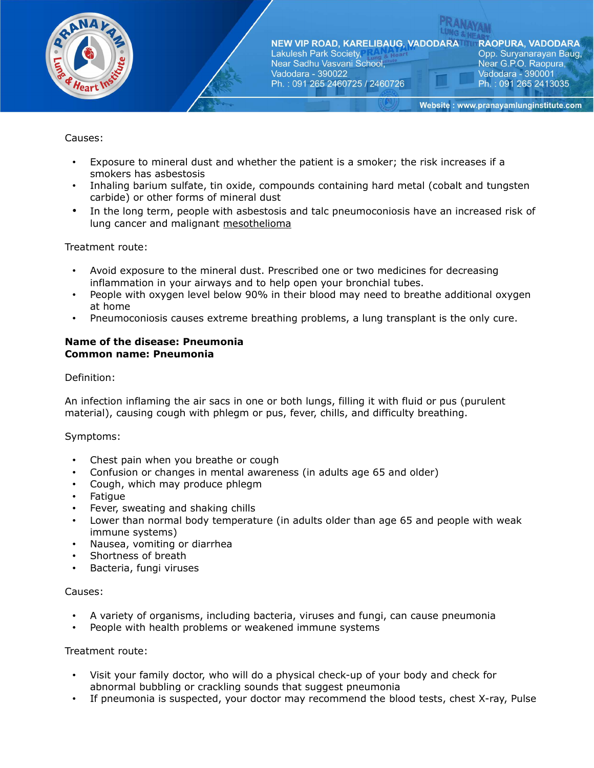Causes:

- Exposure to mineral dust and whether the patient is a smoker; the risk increases if a smokers has asbestosis
- Inhaling barium sulfate, tin oxide, compounds containing hard metal (cobalt and tungsten carbide) or other forms of mineral dust
- In the long term, people with asbestosis and talc pneumoconiosis have an increased risk of lung cancer and malignant mesothelioma

Treatment route:

- Avoid exposure to the mineral dust. Prescribed one or two medicines for decreasing inflammation in your airways and to help open your bronchial tubes.
- People with oxygen level below 90% in their blood may need to breathe additional oxygen at home
- Pneumoconiosis causes extreme breathing problems, a lung transplant is the only cure.

**Name of the disease: Pneumonia**
**Common name: Pneumonia**

Definition:

An infection inflaming the air sacs in one or both lungs, filling it with fluid or pus (purulent material), causing cough with phlegm or pus, fever, chills, and difficulty breathing.

Symptoms:

- Chest pain when you breathe or cough
- Confusion or changes in mental awareness (in adults age 65 and older)
- Cough, which may produce phlegm
- Fatigue
- Fever, sweating and shaking chills
- Lower than normal body temperature (in adults older than age 65 and people with weak immune systems)
- Nausea, vomiting or diarrhea
- Shortness of breath
- Bacteria, fungi viruses

Causes:

- A variety of organisms, including bacteria, viruses and fungi, can cause pneumonia
- People with health problems or weakened immune systems

Treatment route:

- Visit your family doctor, who will do a physical check-up of your body and check for abnormal bubbling or crackling sounds that suggest pneumonia
- If pneumonia is suspected, your doctor may recommend the blood tests, chest X-ray, Pulse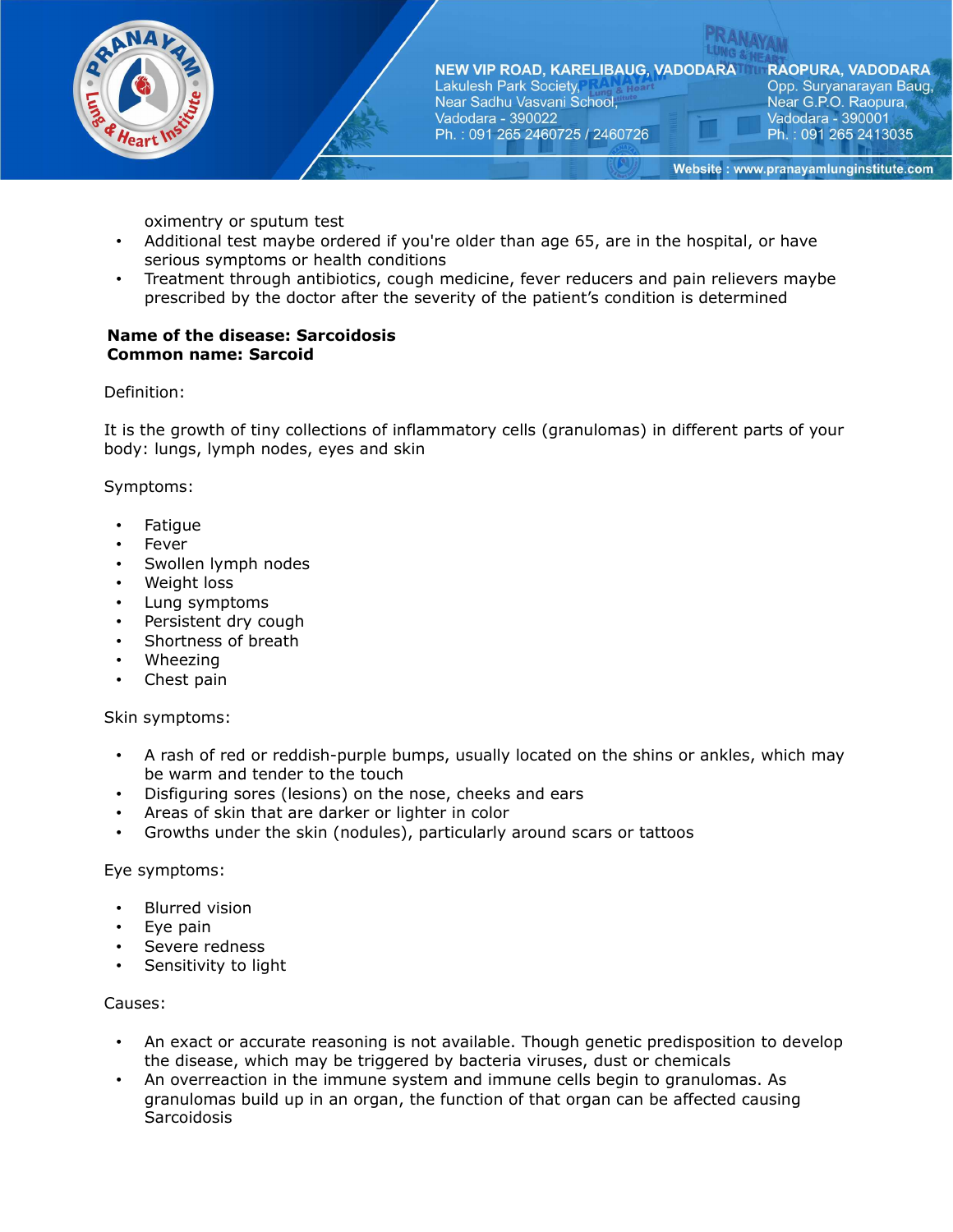oximentry or sputum test

- Additional test maybe ordered if you're older than age 65, are in the hospital, or have serious symptoms or health conditions
- Treatment through antibiotics, cough medicine, fever reducers and pain relievers maybe prescribed by the doctor after the severity of the patient's condition is determined

**Name of the disease: Sarcoidosis**
**Common name: Sarcoid**

Definition:

It is the growth of tiny collections of inflammatory cells (granulomas) in different parts of your body: lungs, lymph nodes, eyes and skin

Symptoms:

- Fatigue
- Fever
- Swollen lymph nodes
- Weight loss
- Lung symptoms
- Persistent dry cough
- Shortness of breath
- Wheezing
- Chest pain

Skin symptoms:

- A rash of red or reddish-purple bumps, usually located on the shins or ankles, which may be warm and tender to the touch
- Disfiguring sores (lesions) on the nose, cheeks and ears
- Areas of skin that are darker or lighter in color
- Growths under the skin (nodules), particularly around scars or tattoos

Eye symptoms:

- Blurred vision
- Eye pain
- Severe redness
- Sensitivity to light

Causes:

- An exact or accurate reasoning is not available. Though genetic predisposition to develop the disease, which may be triggered by bacteria viruses, dust or chemicals
- An overreaction in the immune system and immune cells begin to granulomas. As granulomas build up in an organ, the function of that organ can be affected causing Sarcoidosis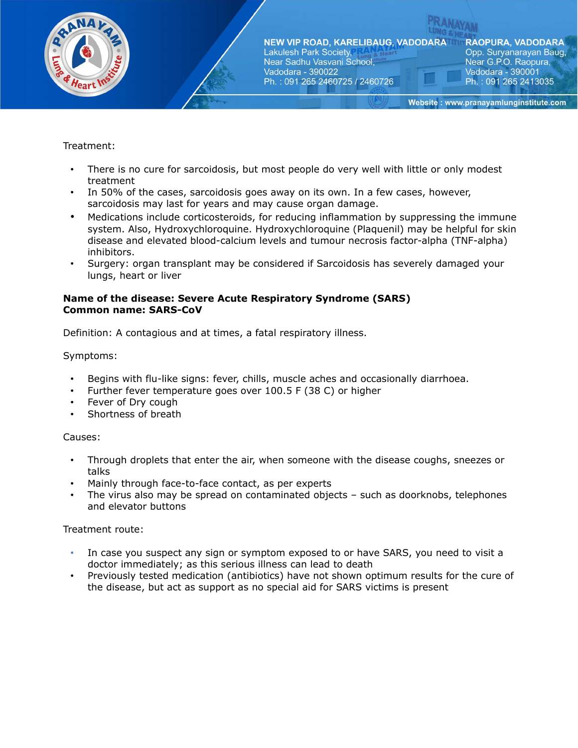Treatment:

- There is no cure for sarcoidosis, but most people do very well with little or only modest treatment
- In 50% of the cases, sarcoidosis goes away on its own. In a few cases, however, sarcoidosis may last for years and may cause organ damage.
- Medications include corticosteroids, for reducing inflammation by suppressing the immune system. Also, Hydroxychloroquine. Hydroxychloroquine (Plaquenil) may be helpful for skin disease and elevated blood-calcium levels and tumour necrosis factor-alpha (TNF-alpha) inhibitors.
- Surgery: organ transplant may be considered if Sarcoidosis has severely damaged your lungs, heart or liver

**Name of the disease: Severe Acute Respiratory Syndrome (SARS)**
**Common name: SARS-CoV**

Definition: A contagious and at times, a fatal respiratory illness.

Symptoms:

- Begins with flu-like signs: fever, chills, muscle aches and occasionally diarrhoea.
- Further fever temperature goes over 100.5 F (38 C) or higher
- Fever of Dry cough
- Shortness of breath

Causes:

- Through droplets that enter the air, when someone with the disease coughs, sneezes or talks
- Mainly through face-to-face contact, as per experts
- The virus also may be spread on contaminated objects – such as doorknobs, telephones and elevator buttons

Treatment route:

- In case you suspect any sign or symptom exposed to or have SARS, you need to visit a doctor immediately; as this serious illness can lead to death
- Previously tested medication (antibiotics) have not shown optimum results for the cure of the disease, but act as support as no special aid for SARS victims is present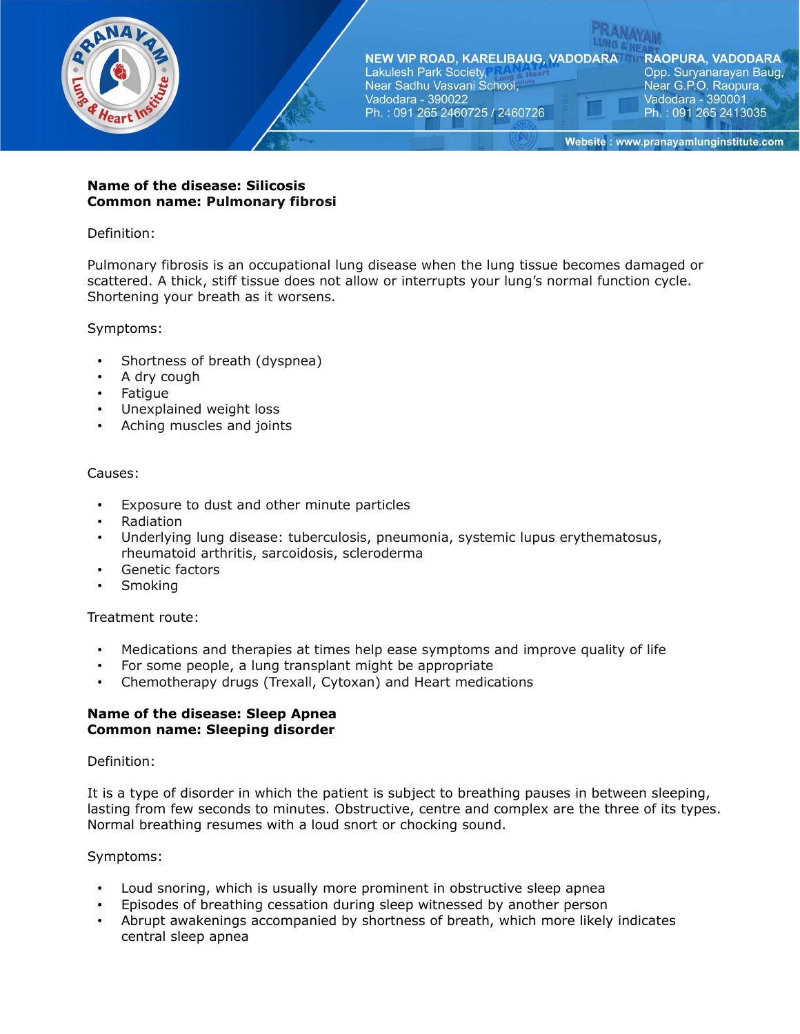**Name of the disease: Silicosis**
**Common name: Pulmonary fibrosi**

Definition:

Pulmonary fibrosis is an occupational lung disease when the lung tissue becomes damaged or scattered. A thick, stiff tissue does not allow or interrupts your lung's normal function cycle. Shortening your breath as it worsens.

Symptoms:

- Shortness of breath (dyspnea)
- A dry cough
- Fatigue
- Unexplained weight loss
- Aching muscles and joints

Causes:

- Exposure to dust and other minute particles
- Radiation
- Underlying lung disease: tuberculosis, pneumonia, systemic lupus erythematosus, rheumatoid arthritis, sarcoidosis, scleroderma
- Genetic factors
- Smoking

Treatment route:

- Medications and therapies at times help ease symptoms and improve quality of life
- For some people, a lung transplant might be appropriate
- Chemotherapy drugs (Trexall, Cytoxan) and Heart medications

**Name of the disease: Sleep Apnea**
**Common name: Sleeping disorder**

Definition:

It is a type of disorder in which the patient is subject to breathing pauses in between sleeping, lasting from few seconds to minutes. Obstructive, centre and complex are the three of its types. Normal breathing resumes with a loud snort or chocking sound.

Symptoms:

- Loud snoring, which is usually more prominent in obstructive sleep apnea
- Episodes of breathing cessation during sleep witnessed by another person
- Abrupt awakenings accompanied by shortness of breath, which more likely indicates central sleep apnea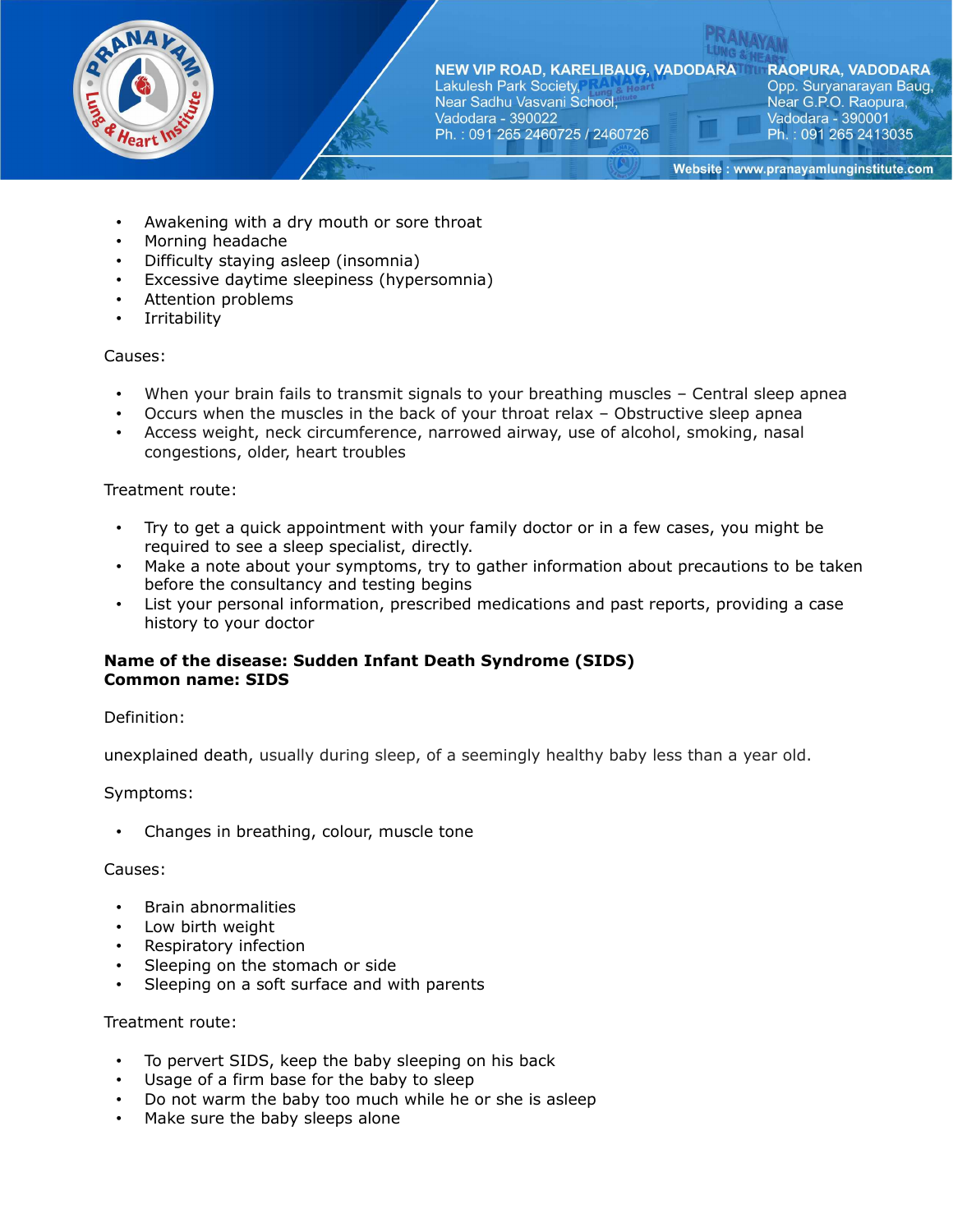- Awakening with a dry mouth or sore throat
- Morning headache
- Difficulty staying asleep (insomnia)
- Excessive daytime sleepiness (hypersomnia)
- Attention problems
- Irritability

Causes:

- When your brain fails to transmit signals to your breathing muscles – Central sleep apnea
- Occurs when the muscles in the back of your throat relax – Obstructive sleep apnea
- Access weight, neck circumference, narrowed airway, use of alcohol, smoking, nasal congestions, older, heart troubles

Treatment route:

- Try to get a quick appointment with your family doctor or in a few cases, you might be required to see a sleep specialist, directly.
- Make a note about your symptoms, try to gather information about precautions to be taken before the consultancy and testing begins
- List your personal information, prescribed medications and past reports, providing a case history to your doctor

**Name of the disease: Sudden Infant Death Syndrome (SIDS)**
**Common name: SIDS**

Definition:

unexplained death, usually during sleep, of a seemingly healthy baby less than a year old.

Symptoms:

- Changes in breathing, colour, muscle tone

Causes:

- Brain abnormalities
- Low birth weight
- Respiratory infection
- Sleeping on the stomach or side
- Sleeping on a soft surface and with parents

Treatment route:

- To pervert SIDS, keep the baby sleeping on his back
- Usage of a firm base for the baby to sleep
- Do not warm the baby too much while he or she is asleep
- Make sure the baby sleeps alone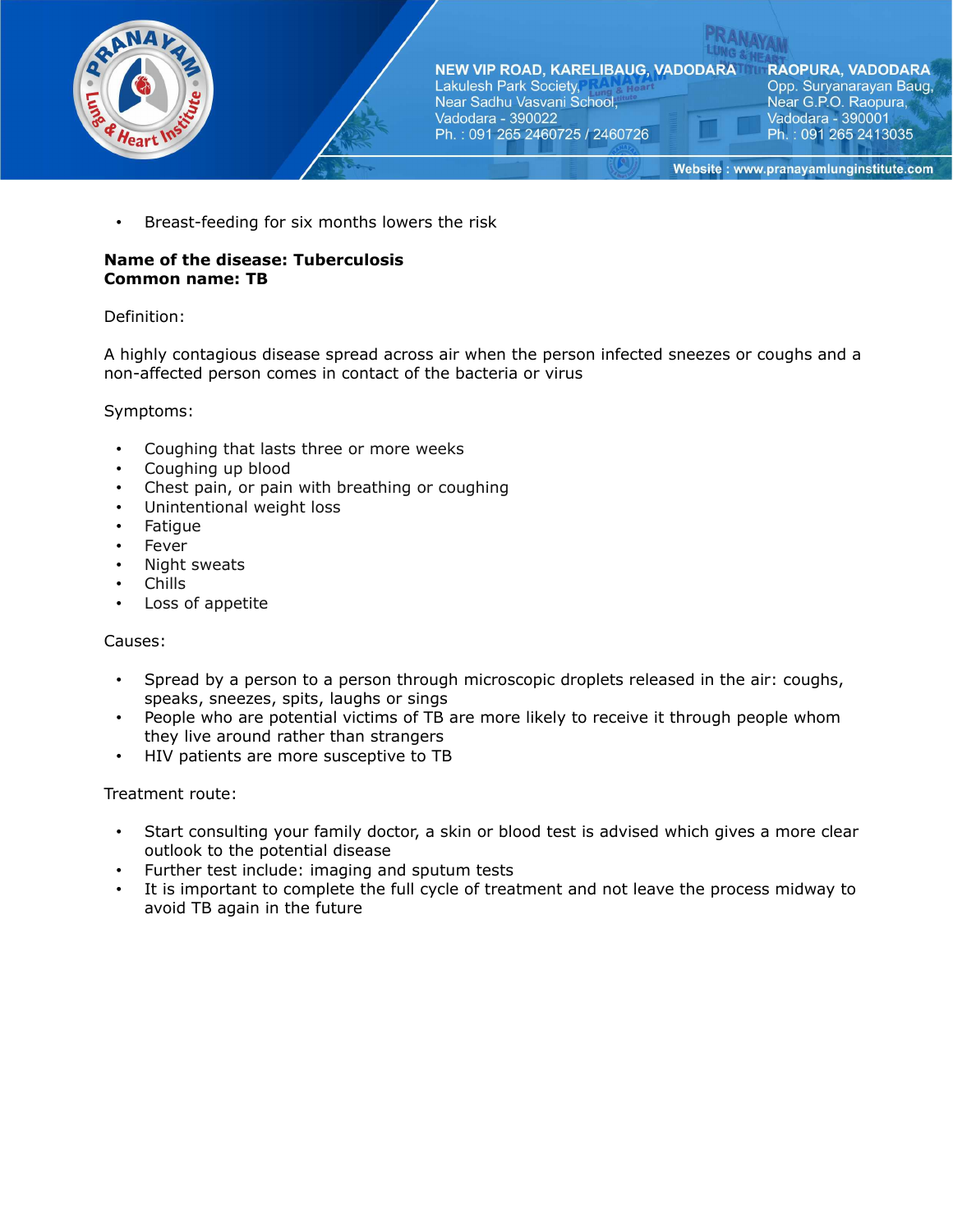- Breast-feeding for six months lowers the risk

**Name of the disease: Tuberculosis**
**Common name: TB**

Definition:

A highly contagious disease spread across air when the person infected sneezes or coughs and a non-affected person comes in contact of the bacteria or virus

Symptoms:

- Coughing that lasts three or more weeks
- Coughing up blood
- Chest pain, or pain with breathing or coughing
- Unintentional weight loss
- Fatigue
- Fever
- Night sweats
- Chills
- Loss of appetite

Causes:

- Spread by a person to a person through microscopic droplets released in the air: coughs, speaks, sneezes, spits, laughs or sings
- People who are potential victims of TB are more likely to receive it through people whom they live around rather than strangers
- HIV patients are more susceptive to TB

Treatment route:

- Start consulting your family doctor, a skin or blood test is advised which gives a more clear outlook to the potential disease
- Further test include: imaging and sputum tests
- It is important to complete the full cycle of treatment and not leave the process midway to avoid TB again in the future